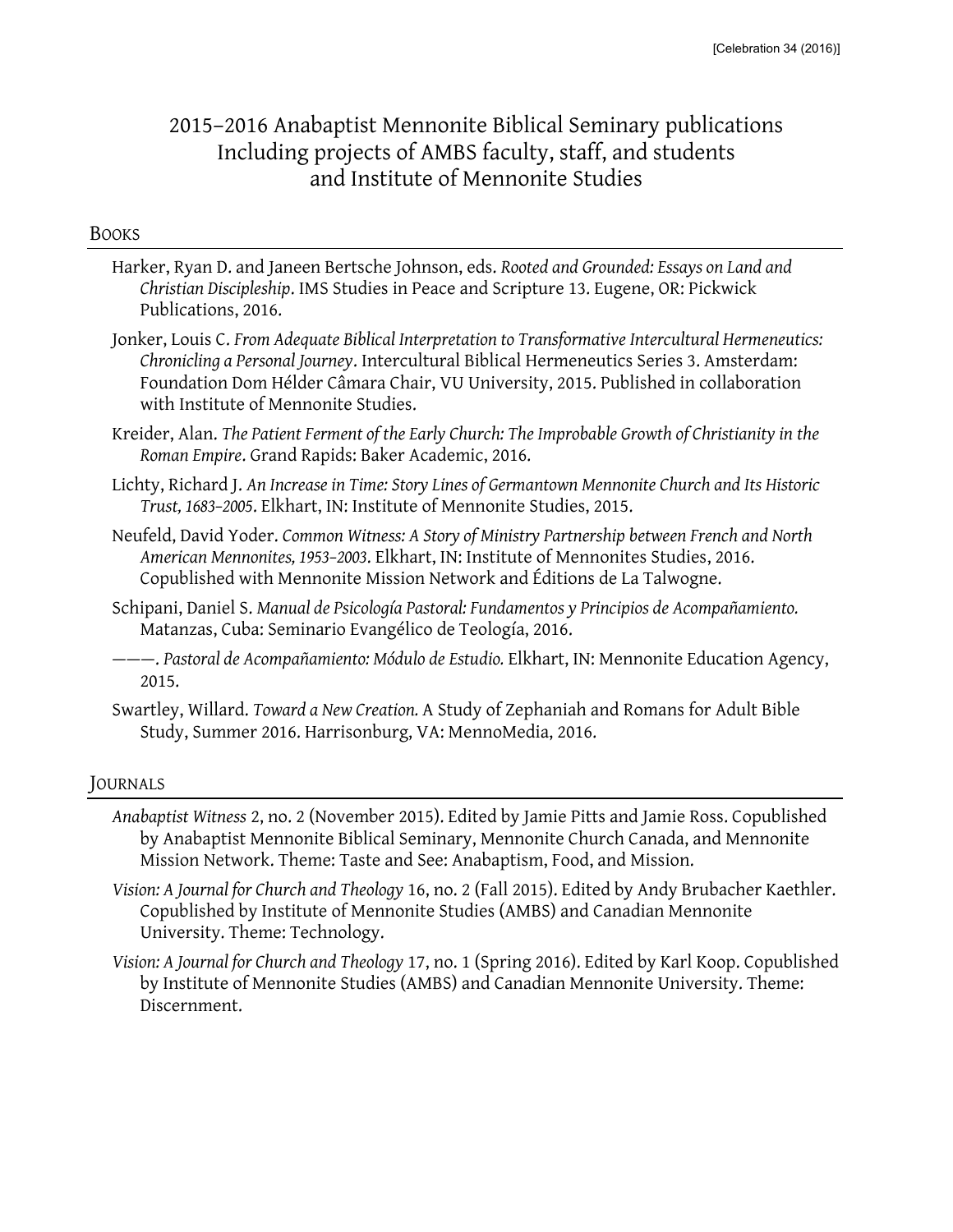# 2015–2016 Anabaptist Mennonite Biblical Seminary publications
# Including projects of AMBS faculty, staff, and students and Institute of Mennonite Studies

## Books

Harker, Ryan D. and Janeen Bertsche Johnson, eds. *Rooted and Grounded: Essays on Land and Christian Discipleship*. IMS Studies in Peace and Scripture 13. Eugene, OR: Pickwick Publications, 2016.

Jonker, Louis C. *From Adequate Biblical Interpretation to Transformative Intercultural Hermeneutics: Chronicling a Personal Journey*. Intercultural Biblical Hermeneutics Series 3. Amsterdam: Foundation Dom Hélder Câmara Chair, VU University, 2015. Published in collaboration with Institute of Mennonite Studies.

Kreider, Alan. *The Patient Ferment of the Early Church: The Improbable Growth of Christianity in the Roman Empire*. Grand Rapids: Baker Academic, 2016.

Lichty, Richard J. *An Increase in Time: Story Lines of Germantown Mennonite Church and Its Historic Trust, 1683–2005*. Elkhart, IN: Institute of Mennonite Studies, 2015.

Neufeld, David Yoder. *Common Witness: A Story of Ministry Partnership between French and North American Mennonites, 1953–2003*. Elkhart, IN: Institute of Mennonites Studies, 2016. Copublished with Mennonite Mission Network and Éditions de La Talwogne.

Schipani, Daniel S. *Manual de Psicología Pastoral: Fundamentos y Principios de Acompañamiento.* Matanzas, Cuba: Seminario Evangélico de Teología, 2016.

———. *Pastoral de Acompañamiento: Módulo de Estudio.* Elkhart, IN: Mennonite Education Agency, 2015.

Swartley, Willard. *Toward a New Creation.* A Study of Zephaniah and Romans for Adult Bible Study, Summer 2016. Harrisonburg, VA: MennoMedia, 2016.

## Journals

*Anabaptist Witness* 2, no. 2 (November 2015). Edited by Jamie Pitts and Jamie Ross. Copublished by Anabaptist Mennonite Biblical Seminary, Mennonite Church Canada, and Mennonite Mission Network. Theme: Taste and See: Anabaptism, Food, and Mission.

*Vision: A Journal for Church and Theology* 16, no. 2 (Fall 2015). Edited by Andy Brubacher Kaethler. Copublished by Institute of Mennonite Studies (AMBS) and Canadian Mennonite University. Theme: Technology.

*Vision: A Journal for Church and Theology* 17, no. 1 (Spring 2016). Edited by Karl Koop. Copublished by Institute of Mennonite Studies (AMBS) and Canadian Mennonite University. Theme: Discernment.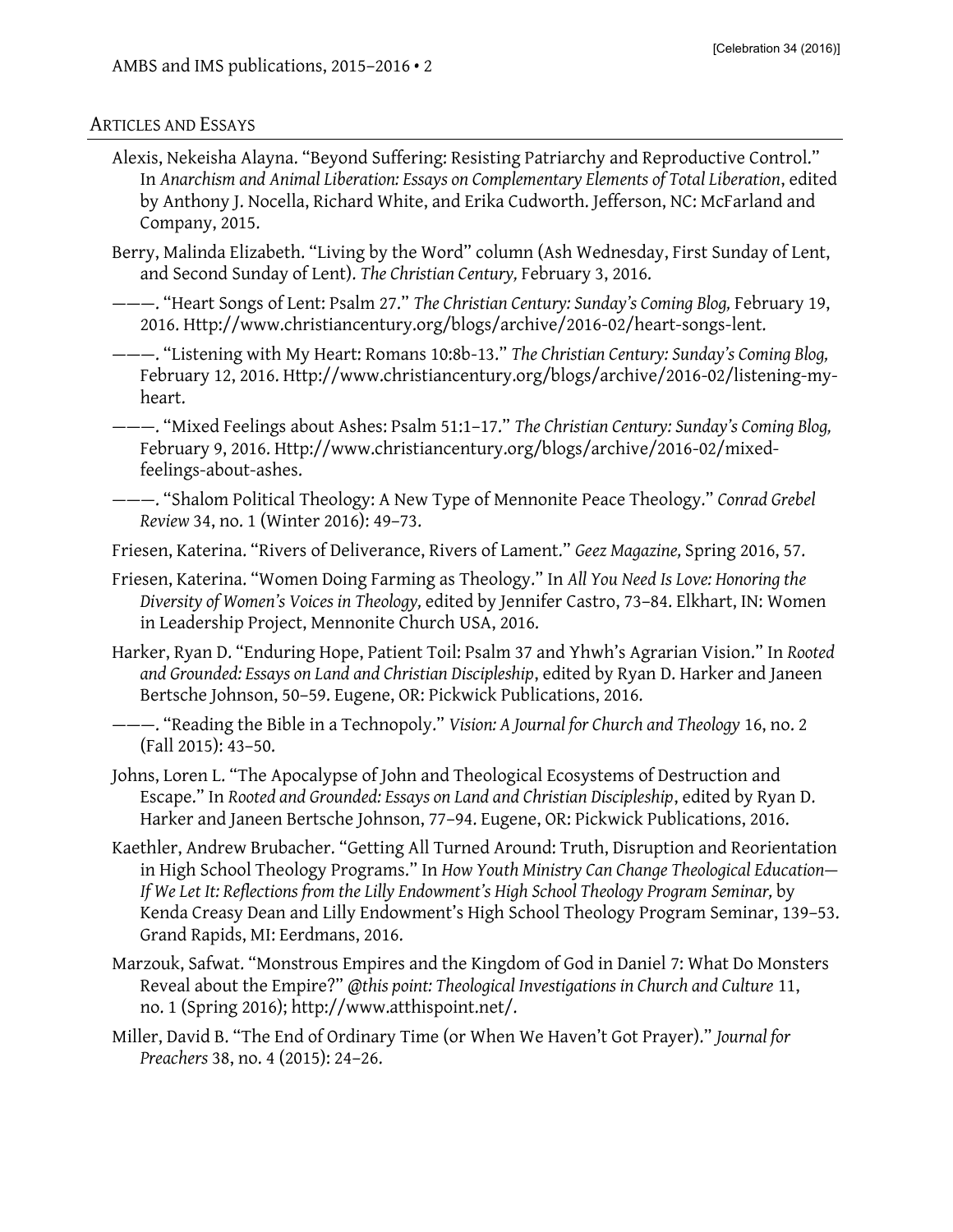## Articles and Essays

Alexis, Nekeisha Alayna. "Beyond Suffering: Resisting Patriarchy and Reproductive Control." In *Anarchism and Animal Liberation: Essays on Complementary Elements of Total Liberation*, edited by Anthony J. Nocella, Richard White, and Erika Cudworth. Jefferson, NC: McFarland and Company, 2015.

Berry, Malinda Elizabeth. "Living by the Word" column (Ash Wednesday, First Sunday of Lent, and Second Sunday of Lent). *The Christian Century,* February 3, 2016.

———. "Heart Songs of Lent: Psalm 27." *The Christian Century: Sunday's Coming Blog,* February 19, 2016. Http://www.christiancentury.org/blogs/archive/2016-02/heart-songs-lent.

———. "Listening with My Heart: Romans 10:8b-13." *The Christian Century: Sunday's Coming Blog,* February 12, 2016. Http://www.christiancentury.org/blogs/archive/2016-02/listening-my-heart.

———. "Mixed Feelings about Ashes: Psalm 51:1–17." *The Christian Century: Sunday's Coming Blog,* February 9, 2016. Http://www.christiancentury.org/blogs/archive/2016-02/mixed-feelings-about-ashes.

———. "Shalom Political Theology: A New Type of Mennonite Peace Theology." *Conrad Grebel Review* 34, no. 1 (Winter 2016): 49–73.

Friesen, Katerina. "Rivers of Deliverance, Rivers of Lament." *Geez Magazine,* Spring 2016, 57.

Friesen, Katerina. "Women Doing Farming as Theology." In *All You Need Is Love: Honoring the Diversity of Women's Voices in Theology,* edited by Jennifer Castro, 73–84. Elkhart, IN: Women in Leadership Project, Mennonite Church USA, 2016.

Harker, Ryan D. "Enduring Hope, Patient Toil: Psalm 37 and Yhwh's Agrarian Vision." In *Rooted and Grounded: Essays on Land and Christian Discipleship*, edited by Ryan D. Harker and Janeen Bertsche Johnson, 50–59. Eugene, OR: Pickwick Publications, 2016.

———. "Reading the Bible in a Technopoly." *Vision: A Journal for Church and Theology* 16, no. 2 (Fall 2015): 43–50.

Johns, Loren L. "The Apocalypse of John and Theological Ecosystems of Destruction and Escape." In *Rooted and Grounded: Essays on Land and Christian Discipleship*, edited by Ryan D. Harker and Janeen Bertsche Johnson, 77–94. Eugene, OR: Pickwick Publications, 2016.

Kaethler, Andrew Brubacher. "Getting All Turned Around: Truth, Disruption and Reorientation in High School Theology Programs." In *How Youth Ministry Can Change Theological Education—If We Let It: Reflections from the Lilly Endowment's High School Theology Program Seminar,* by Kenda Creasy Dean and Lilly Endowment's High School Theology Program Seminar, 139–53. Grand Rapids, MI: Eerdmans, 2016.

Marzouk, Safwat. "Monstrous Empires and the Kingdom of God in Daniel 7: What Do Monsters Reveal about the Empire?" *@this point: Theological Investigations in Church and Culture* 11, no. 1 (Spring 2016); http://www.atthispoint.net/.

Miller, David B. "The End of Ordinary Time (or When We Haven't Got Prayer)." *Journal for Preachers* 38, no. 4 (2015): 24–26.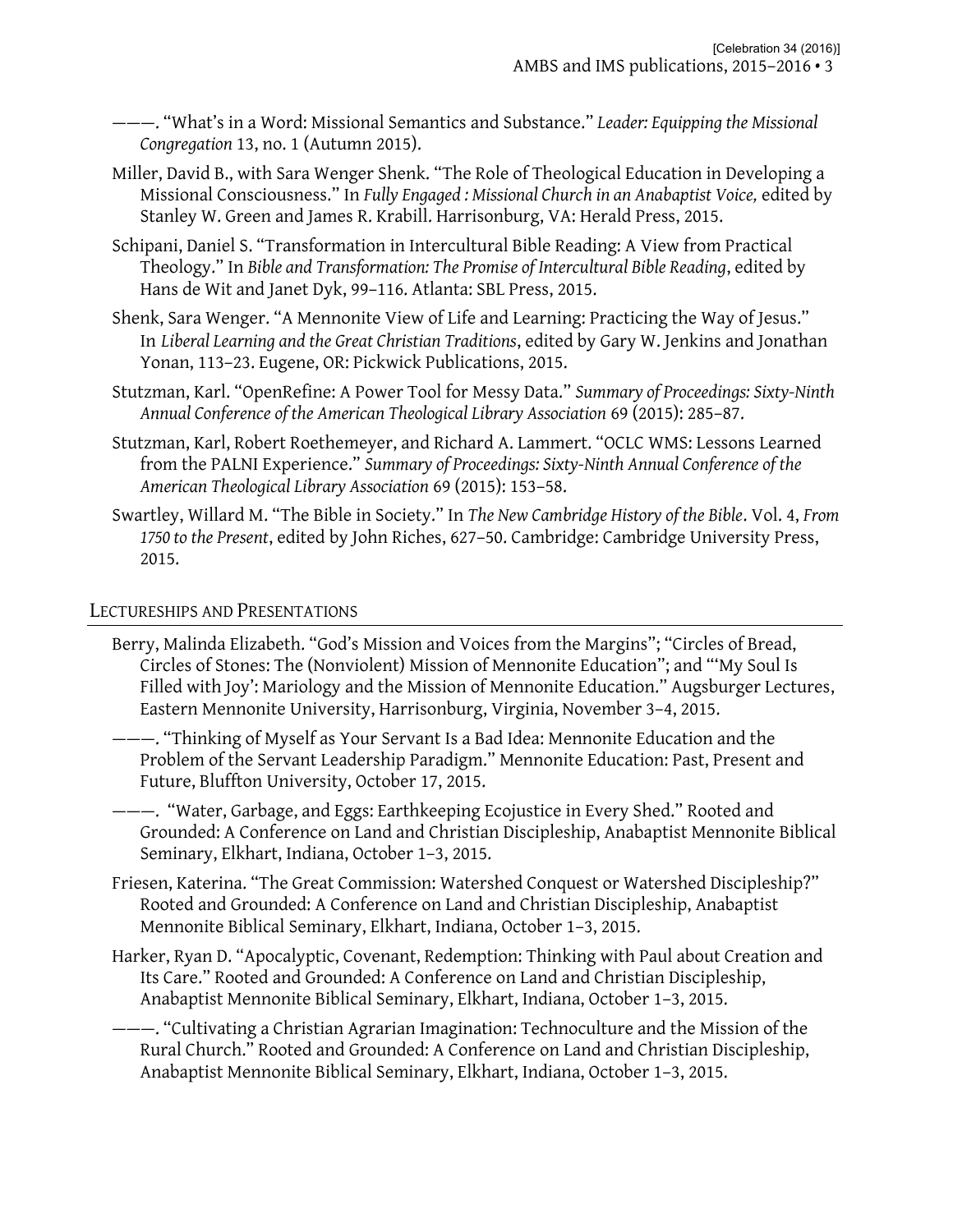———. "What's in a Word: Missional Semantics and Substance." *Leader: Equipping the Missional Congregation* 13, no. 1 (Autumn 2015).

Miller, David B., with Sara Wenger Shenk. "The Role of Theological Education in Developing a Missional Consciousness." In *Fully Engaged : Missional Church in an Anabaptist Voice,* edited by Stanley W. Green and James R. Krabill. Harrisonburg, VA: Herald Press, 2015.

Schipani, Daniel S. "Transformation in Intercultural Bible Reading: A View from Practical Theology." In *Bible and Transformation: The Promise of Intercultural Bible Reading*, edited by Hans de Wit and Janet Dyk, 99–116. Atlanta: SBL Press, 2015.

Shenk, Sara Wenger. "A Mennonite View of Life and Learning: Practicing the Way of Jesus." In *Liberal Learning and the Great Christian Traditions*, edited by Gary W. Jenkins and Jonathan Yonan, 113–23. Eugene, OR: Pickwick Publications, 2015.

Stutzman, Karl. "OpenRefine: A Power Tool for Messy Data." *Summary of Proceedings: Sixty-Ninth Annual Conference of the American Theological Library Association* 69 (2015): 285–87.

Stutzman, Karl, Robert Roethemeyer, and Richard A. Lammert. "OCLC WMS: Lessons Learned from the PALNI Experience." *Summary of Proceedings: Sixty-Ninth Annual Conference of the American Theological Library Association* 69 (2015): 153–58.

Swartley, Willard M. "The Bible in Society." In *The New Cambridge History of the Bible*. Vol. 4, *From 1750 to the Present*, edited by John Riches, 627–50. Cambridge: Cambridge University Press, 2015.

## Lectureships and Presentations

Berry, Malinda Elizabeth. "God's Mission and Voices from the Margins"; "Circles of Bread, Circles of Stones: The (Nonviolent) Mission of Mennonite Education"; and "'My Soul Is Filled with Joy': Mariology and the Mission of Mennonite Education." Augsburger Lectures, Eastern Mennonite University, Harrisonburg, Virginia, November 3–4, 2015.

———. "Thinking of Myself as Your Servant Is a Bad Idea: Mennonite Education and the Problem of the Servant Leadership Paradigm." Mennonite Education: Past, Present and Future, Bluffton University, October 17, 2015.

———. "Water, Garbage, and Eggs: Earthkeeping Ecojustice in Every Shed." Rooted and Grounded: A Conference on Land and Christian Discipleship, Anabaptist Mennonite Biblical Seminary, Elkhart, Indiana, October 1–3, 2015.

Friesen, Katerina. "The Great Commission: Watershed Conquest or Watershed Discipleship?" Rooted and Grounded: A Conference on Land and Christian Discipleship, Anabaptist Mennonite Biblical Seminary, Elkhart, Indiana, October 1–3, 2015.

Harker, Ryan D. "Apocalyptic, Covenant, Redemption: Thinking with Paul about Creation and Its Care." Rooted and Grounded: A Conference on Land and Christian Discipleship, Anabaptist Mennonite Biblical Seminary, Elkhart, Indiana, October 1–3, 2015.

———. "Cultivating a Christian Agrarian Imagination: Technoculture and the Mission of the Rural Church." Rooted and Grounded: A Conference on Land and Christian Discipleship, Anabaptist Mennonite Biblical Seminary, Elkhart, Indiana, October 1–3, 2015.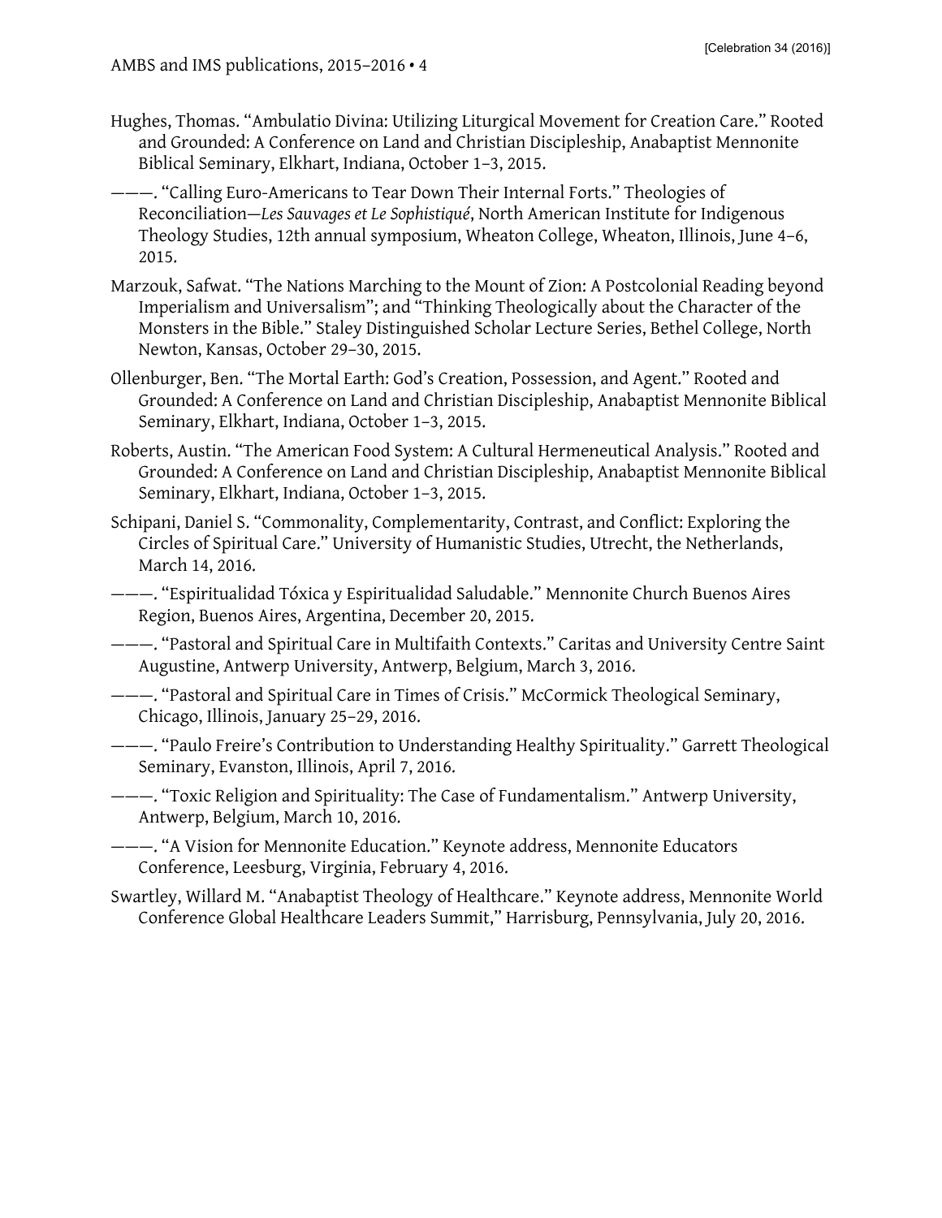Hughes, Thomas. "Ambulatio Divina: Utilizing Liturgical Movement for Creation Care." Rooted and Grounded: A Conference on Land and Christian Discipleship, Anabaptist Mennonite Biblical Seminary, Elkhart, Indiana, October 1–3, 2015.

———. "Calling Euro-Americans to Tear Down Their Internal Forts." Theologies of Reconciliation—*Les Sauvages et Le Sophistiqué*, North American Institute for Indigenous Theology Studies, 12th annual symposium, Wheaton College, Wheaton, Illinois, June 4–6, 2015.

Marzouk, Safwat. "The Nations Marching to the Mount of Zion: A Postcolonial Reading beyond Imperialism and Universalism"; and "Thinking Theologically about the Character of the Monsters in the Bible." Staley Distinguished Scholar Lecture Series, Bethel College, North Newton, Kansas, October 29–30, 2015.

Ollenburger, Ben. "The Mortal Earth: God's Creation, Possession, and Agent." Rooted and Grounded: A Conference on Land and Christian Discipleship, Anabaptist Mennonite Biblical Seminary, Elkhart, Indiana, October 1–3, 2015.

Roberts, Austin. "The American Food System: A Cultural Hermeneutical Analysis." Rooted and Grounded: A Conference on Land and Christian Discipleship, Anabaptist Mennonite Biblical Seminary, Elkhart, Indiana, October 1–3, 2015.

Schipani, Daniel S. "Commonality, Complementarity, Contrast, and Conflict: Exploring the Circles of Spiritual Care." University of Humanistic Studies, Utrecht, the Netherlands, March 14, 2016.

———. "Espiritualidad Tóxica y Espiritualidad Saludable." Mennonite Church Buenos Aires Region, Buenos Aires, Argentina, December 20, 2015.

———. "Pastoral and Spiritual Care in Multifaith Contexts." Caritas and University Centre Saint Augustine, Antwerp University, Antwerp, Belgium, March 3, 2016.

———. "Pastoral and Spiritual Care in Times of Crisis." McCormick Theological Seminary, Chicago, Illinois, January 25–29, 2016.

———. "Paulo Freire's Contribution to Understanding Healthy Spirituality." Garrett Theological Seminary, Evanston, Illinois, April 7, 2016.

———. "Toxic Religion and Spirituality: The Case of Fundamentalism." Antwerp University, Antwerp, Belgium, March 10, 2016.

———. "A Vision for Mennonite Education." Keynote address, Mennonite Educators Conference, Leesburg, Virginia, February 4, 2016.

Swartley, Willard M. "Anabaptist Theology of Healthcare." Keynote address, Mennonite World Conference Global Healthcare Leaders Summit," Harrisburg, Pennsylvania, July 20, 2016.